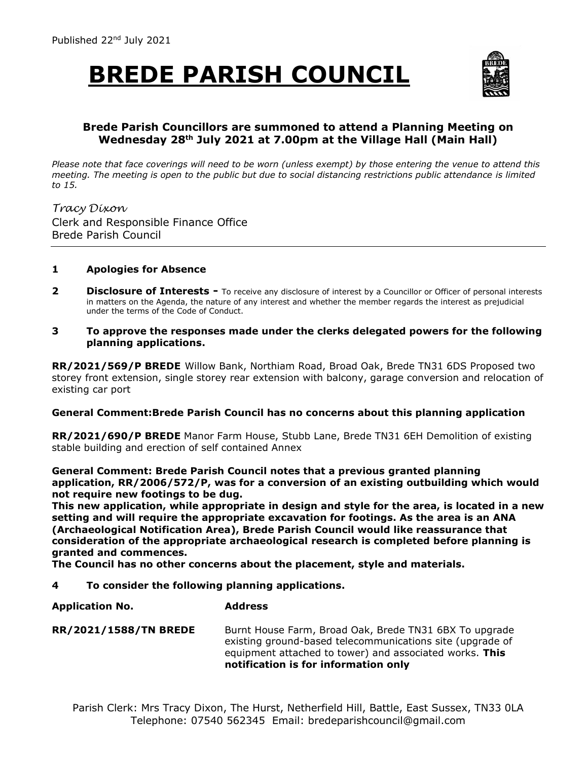Published 22nd July 2021

# BREDE PARISH COUNCIL

**Brede Parish Councillors are summoned to attend a Planning Meeting on Wednesday 28th July 2021 at 7.00pm at the Village Hall (Main Hall)**

*Please note that face coverings will need to be worn (unless exempt) by those entering the venue to attend this meeting. The meeting is open to the public but due to social distancing restrictions public attendance is limited to 15.*

*Tracy Dixon*
Clerk and Responsible Finance Office
Brede Parish Council

---

**1 Apologies for Absence**

**2 Disclosure of Interests -** To receive any disclosure of interest by a Councillor or Officer of personal interests in matters on the Agenda, the nature of any interest and whether the member regards the interest as prejudicial under the terms of the Code of Conduct.

**3 To approve the responses made under the clerks delegated powers for the following planning applications.**

**RR/2021/569/P BREDE** Willow Bank, Northiam Road, Broad Oak, Brede TN31 6DS Proposed two storey front extension, single storey rear extension with balcony, garage conversion and relocation of existing car port

**General Comment:Brede Parish Council has no concerns about this planning application**

**RR/2021/690/P BREDE** Manor Farm House, Stubb Lane, Brede TN31 6EH Demolition of existing stable building and erection of self contained Annex

**General Comment: Brede Parish Council notes that a previous granted planning application, RR/2006/572/P, was for a conversion of an existing outbuilding which would not require new footings to be dug.**
**This new application, while appropriate in design and style for the area, is located in a new setting and will require the appropriate excavation for footings. As the area is an ANA (Archaeological Notification Area), Brede Parish Council would like reassurance that consideration of the appropriate archaeological research is completed before planning is granted and commences.**
**The Council has no other concerns about the placement, style and materials.**

**4 To consider the following planning applications.**

| **Application No.** | **Address** |
|---|---|
| **RR/2021/1588/TN BREDE** | Burnt House Farm, Broad Oak, Brede TN31 6BX To upgrade existing ground-based telecommunications site (upgrade of equipment attached to tower) and associated works. **This notification is for information only** |

Parish Clerk: Mrs Tracy Dixon, The Hurst, Netherfield Hill, Battle, East Sussex, TN33 0LA
Telephone: 07540 562345 Email: bredeparishcouncil@gmail.com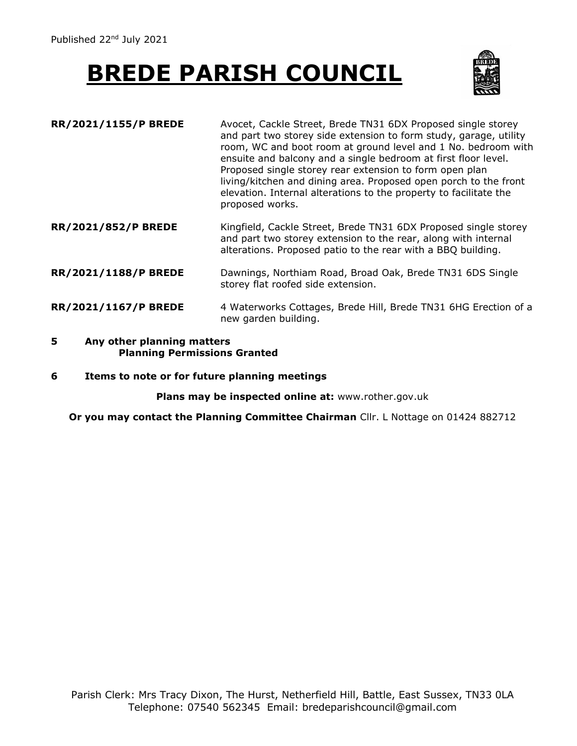Published 22nd July 2021

# BREDE PARISH COUNCIL

| | |
|---|---|
| **RR/2021/1155/P BREDE** | Avocet, Cackle Street, Brede TN31 6DX Proposed single storey and part two storey side extension to form study, garage, utility room, WC and boot room at ground level and 1 No. bedroom with ensuite and balcony and a single bedroom at first floor level. Proposed single storey rear extension to form open plan living/kitchen and dining area. Proposed open porch to the front elevation. Internal alterations to the property to facilitate the proposed works. |
| **RR/2021/852/P BREDE** | Kingfield, Cackle Street, Brede TN31 6DX Proposed single storey and part two storey extension to the rear, along with internal alterations. Proposed patio to the rear with a BBQ building. |
| **RR/2021/1188/P BREDE** | Dawnings, Northiam Road, Broad Oak, Brede TN31 6DS Single storey flat roofed side extension. |
| **RR/2021/1167/P BREDE** | 4 Waterworks Cottages, Brede Hill, Brede TN31 6HG Erection of a new garden building. |

**5 Any other planning matters**
**Planning Permissions Granted**

**6 Items to note or for future planning meetings**

**Plans may be inspected online at:** www.rother.gov.uk

**Or you may contact the Planning Committee Chairman** Cllr. L Nottage on 01424 882712

Parish Clerk: Mrs Tracy Dixon, The Hurst, Netherfield Hill, Battle, East Sussex, TN33 0LA
Telephone: 07540 562345 Email: bredeparishcouncil@gmail.com